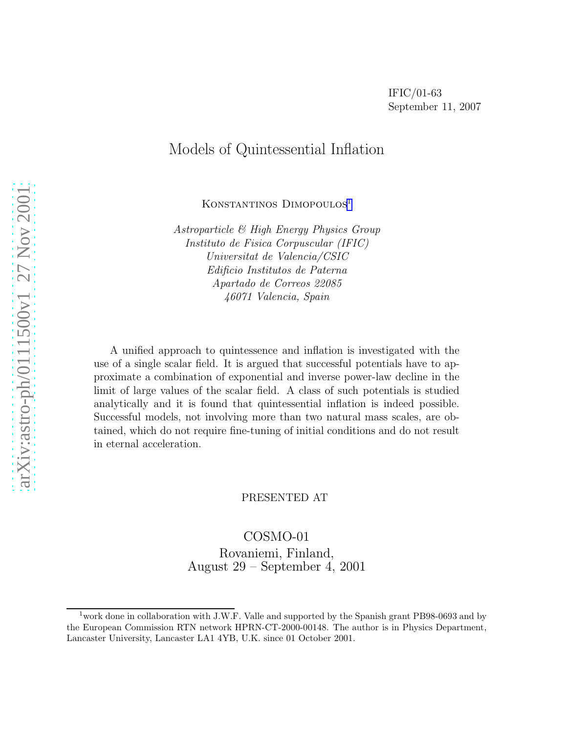IFIC/01-63
September 11, 2007

# Models of Quintessential Inflation

Konstantinos Dimopoulos[1]

*Astroparticle & High Energy Physics Group*
*Instituto de Fisica Corpuscular (IFIC)*
*Universitat de Valencia/CSIC*
*Edificio Institutos de Paterna*
*Apartado de Correos 22085*
*46071 Valencia, Spain*

A unified approach to quintessence and inflation is investigated with the use of a single scalar field. It is argued that successful potentials have to approximate a combination of exponential and inverse power-law decline in the limit of large values of the scalar field. A class of such potentials is studied analytically and it is found that quintessential inflation is indeed possible. Successful models, not involving more than two natural mass scales, are obtained, which do not require fine-tuning of initial conditions and do not result in eternal acceleration.

PRESENTED AT

COSMO-01
Rovaniemi, Finland,
August 29 – September 4, 2001

[1] work done in collaboration with J.W.F. Valle and supported by the Spanish grant PB98-0693 and by the European Commission RTN network HPRN-CT-2000-00148. The author is in Physics Department, Lancaster University, Lancaster LA1 4YB, U.K. since 01 October 2001.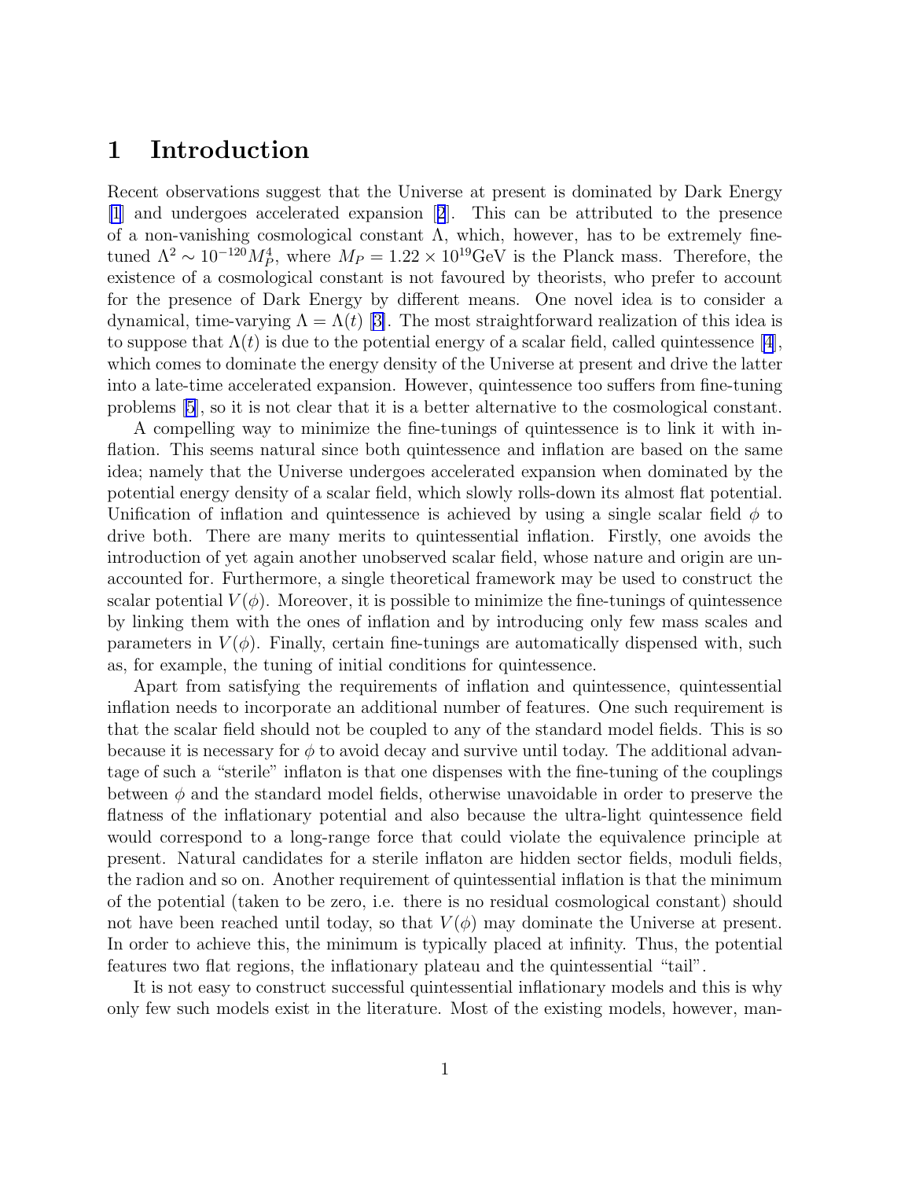# 1 Introduction

Recent observations suggest that the Universe at present is dominated by Dark Energy [1] and undergoes accelerated expansion [2]. This can be attributed to the presence of a non-vanishing cosmological constant $\Lambda$, which, however, has to be extremely fine-tuned $\Lambda^2 \sim 10^{-120} M_P^4$, where $M_P = 1.22 \times 10^{19}$GeV is the Planck mass. Therefore, the existence of a cosmological constant is not favoured by theorists, who prefer to account for the presence of Dark Energy by different means. One novel idea is to consider a dynamical, time-varying $\Lambda = \Lambda(t)$ [3]. The most straightforward realization of this idea is to suppose that $\Lambda(t)$ is due to the potential energy of a scalar field, called quintessence [4], which comes to dominate the energy density of the Universe at present and drive the latter into a late-time accelerated expansion. However, quintessence too suffers from fine-tuning problems [5], so it is not clear that it is a better alternative to the cosmological constant.

A compelling way to minimize the fine-tunings of quintessence is to link it with inflation. This seems natural since both quintessence and inflation are based on the same idea; namely that the Universe undergoes accelerated expansion when dominated by the potential energy density of a scalar field, which slowly rolls-down its almost flat potential. Unification of inflation and quintessence is achieved by using a single scalar field $\phi$ to drive both. There are many merits to quintessential inflation. Firstly, one avoids the introduction of yet again another unobserved scalar field, whose nature and origin are unaccounted for. Furthermore, a single theoretical framework may be used to construct the scalar potential $V(\phi)$. Moreover, it is possible to minimize the fine-tunings of quintessence by linking them with the ones of inflation and by introducing only few mass scales and parameters in $V(\phi)$. Finally, certain fine-tunings are automatically dispensed with, such as, for example, the tuning of initial conditions for quintessence.

Apart from satisfying the requirements of inflation and quintessence, quintessential inflation needs to incorporate an additional number of features. One such requirement is that the scalar field should not be coupled to any of the standard model fields. This is so because it is necessary for $\phi$ to avoid decay and survive until today. The additional advantage of such a "sterile" inflaton is that one dispenses with the fine-tuning of the couplings between $\phi$ and the standard model fields, otherwise unavoidable in order to preserve the flatness of the inflationary potential and also because the ultra-light quintessence field would correspond to a long-range force that could violate the equivalence principle at present. Natural candidates for a sterile inflaton are hidden sector fields, moduli fields, the radion and so on. Another requirement of quintessential inflation is that the minimum of the potential (taken to be zero, i.e. there is no residual cosmological constant) should not have been reached until today, so that $V(\phi)$ may dominate the Universe at present. In order to achieve this, the minimum is typically placed at infinity. Thus, the potential features two flat regions, the inflationary plateau and the quintessential "tail".

It is not easy to construct successful quintessential inflationary models and this is why only few such models exist in the literature. Most of the existing models, however, man-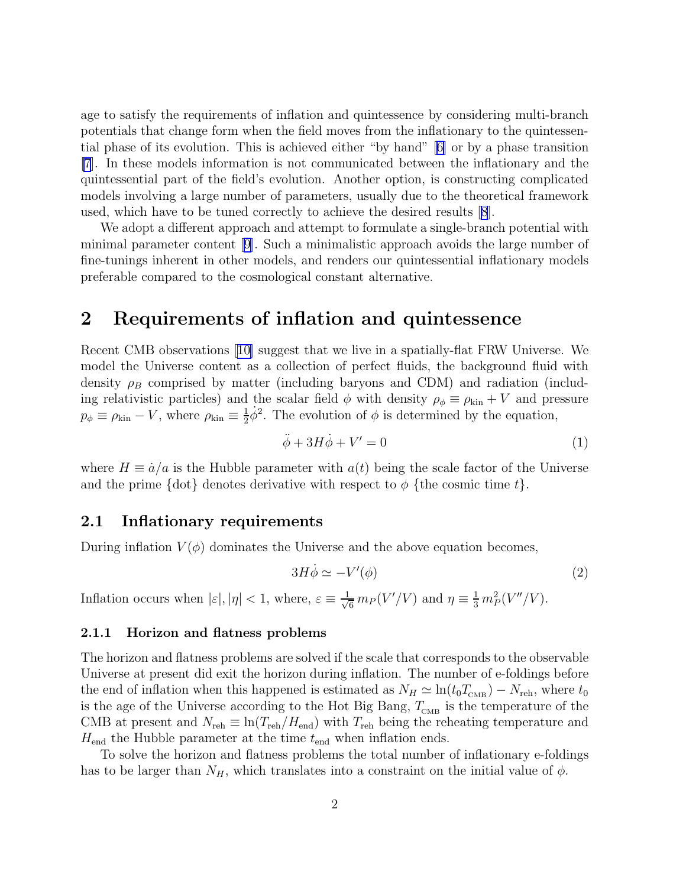age to satisfy the requirements of inflation and quintessence by considering multi-branch potentials that change form when the field moves from the inflationary to the quintessential phase of its evolution. This is achieved either "by hand" [6] or by a phase transition [7]. In these models information is not communicated between the inflationary and the quintessential part of the field's evolution. Another option, is constructing complicated models involving a large number of parameters, usually due to the theoretical framework used, which have to be tuned correctly to achieve the desired results [8].

We adopt a different approach and attempt to formulate a single-branch potential with minimal parameter content [9]. Such a minimalistic approach avoids the large number of fine-tunings inherent in other models, and renders our quintessential inflationary models preferable compared to the cosmological constant alternative.

## 2 Requirements of inflation and quintessence

Recent CMB observations [10] suggest that we live in a spatially-flat FRW Universe. We model the Universe content as a collection of perfect fluids, the background fluid with density $\rho_B$ comprised by matter (including baryons and CDM) and radiation (including relativistic particles) and the scalar field $\phi$ with density $\rho_\phi \equiv \rho_{\rm kin} + V$ and pressure $p_\phi \equiv \rho_{\rm kin} - V$, where $\rho_{\rm kin} \equiv \frac{1}{2}\dot{\phi}^2$. The evolution of $\phi$ is determined by the equation,

$$\ddot{\phi} + 3H\dot{\phi} + V' = 0 \tag{1}$$

where $H \equiv \dot{a}/a$ is the Hubble parameter with $a(t)$ being the scale factor of the Universe and the prime {dot} denotes derivative with respect to $\phi$ {the cosmic time $t$}.

### 2.1 Inflationary requirements

During inflation $V(\phi)$ dominates the Universe and the above equation becomes,

$$3H\dot{\phi} \simeq -V'(\phi) \tag{2}$$

Inflation occurs when $|\varepsilon|, |\eta| < 1$, where, $\varepsilon \equiv \frac{1}{\sqrt{6}}\, m_P(V'/V)$ and $\eta \equiv \frac{1}{3}\, m_P^2(V''/V)$.

#### 2.1.1 Horizon and flatness problems

The horizon and flatness problems are solved if the scale that corresponds to the observable Universe at present did exit the horizon during inflation. The number of e-foldings before the end of inflation when this happened is estimated as $N_H \simeq \ln(t_0 T_{\rm CMB}) - N_{\rm reh}$, where $t_0$ is the age of the Universe according to the Hot Big Bang, $T_{\rm CMB}$ is the temperature of the CMB at present and $N_{\rm reh} \equiv \ln(T_{\rm reh}/H_{\rm end})$ with $T_{\rm reh}$ being the reheating temperature and $H_{\rm end}$ the Hubble parameter at the time $t_{\rm end}$ when inflation ends.

To solve the horizon and flatness problems the total number of inflationary e-foldings has to be larger than $N_H$, which translates into a constraint on the initial value of $\phi$.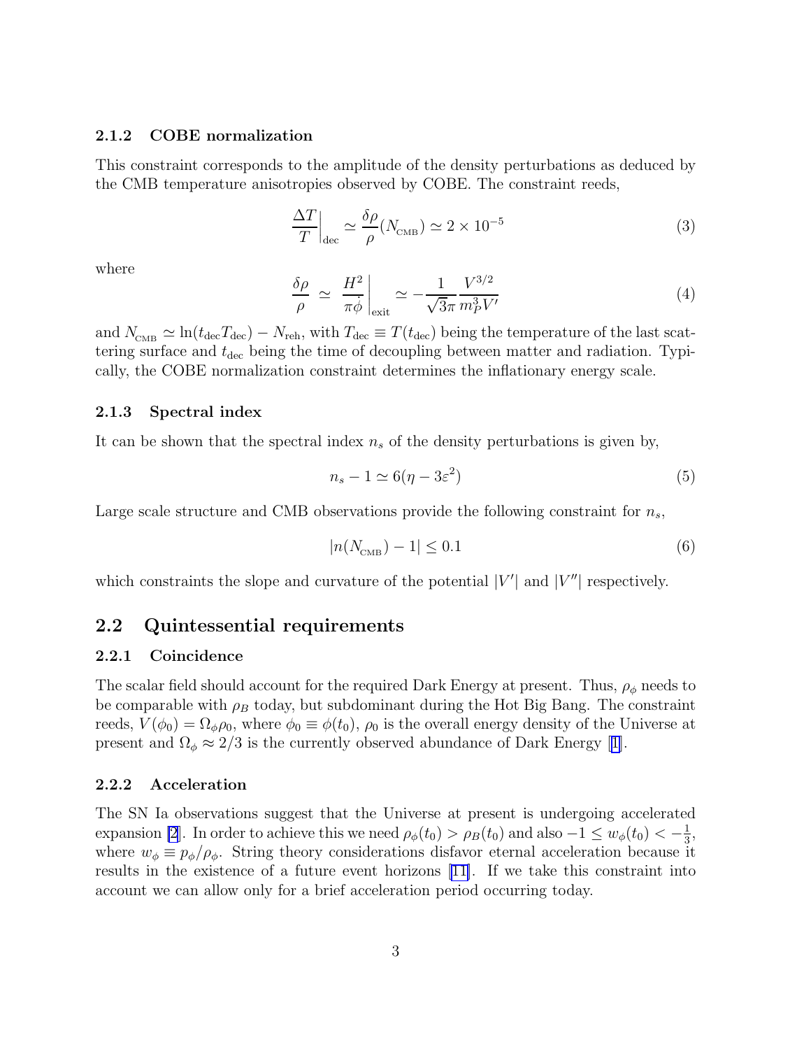#### 2.1.2 COBE normalization

This constraint corresponds to the amplitude of the density perturbations as deduced by the CMB temperature anisotropies observed by COBE. The constraint reeds,

$$\left.\frac{\Delta T}{T}\right|_{\rm dec} \simeq \frac{\delta\rho}{\rho}(N_{\rm CMB}) \simeq 2\times 10^{-5} \tag{3}$$

where

$$\frac{\delta\rho}{\rho} \simeq \left.\frac{H^2}{\pi\dot{\phi}}\right|_{\rm exit} \simeq -\frac{1}{\sqrt{3}\pi}\frac{V^{3/2}}{m_P^3 V'} \tag{4}$$

and $N_{\rm CMB} \simeq \ln(t_{\rm dec}T_{\rm dec}) - N_{\rm reh}$, with $T_{\rm dec} \equiv T(t_{\rm dec})$ being the temperature of the last scattering surface and $t_{\rm dec}$ being the time of decoupling between matter and radiation. Typically, the COBE normalization constraint determines the inflationary energy scale.

#### 2.1.3 Spectral index

It can be shown that the spectral index $n_s$ of the density perturbations is given by,

$$n_s - 1 \simeq 6(\eta - 3\varepsilon^2) \tag{5}$$

Large scale structure and CMB observations provide the following constraint for $n_s$,

$$|n(N_{\rm CMB}) - 1| \leq 0.1 \tag{6}$$

which constraints the slope and curvature of the potential $|V'|$ and $|V''|$ respectively.

### 2.2 Quintessential requirements

#### 2.2.1 Coincidence

The scalar field should account for the required Dark Energy at present. Thus, $\rho_\phi$ needs to be comparable with $\rho_B$ today, but subdominant during the Hot Big Bang. The constraint reeds, $V(\phi_0) = \Omega_\phi\rho_0$, where $\phi_0 \equiv \phi(t_0)$, $\rho_0$ is the overall energy density of the Universe at present and $\Omega_\phi \approx 2/3$ is the currently observed abundance of Dark Energy [1].

#### 2.2.2 Acceleration

The SN Ia observations suggest that the Universe at present is undergoing accelerated expansion [2]. In order to achieve this we need $\rho_\phi(t_0) > \rho_B(t_0)$ and also $-1 \leq w_\phi(t_0) < -\frac{1}{3}$, where $w_\phi \equiv p_\phi/\rho_\phi$. String theory considerations disfavor eternal acceleration because it results in the existence of a future event horizons [11]. If we take this constraint into account we can allow only for a brief acceleration period occurring today.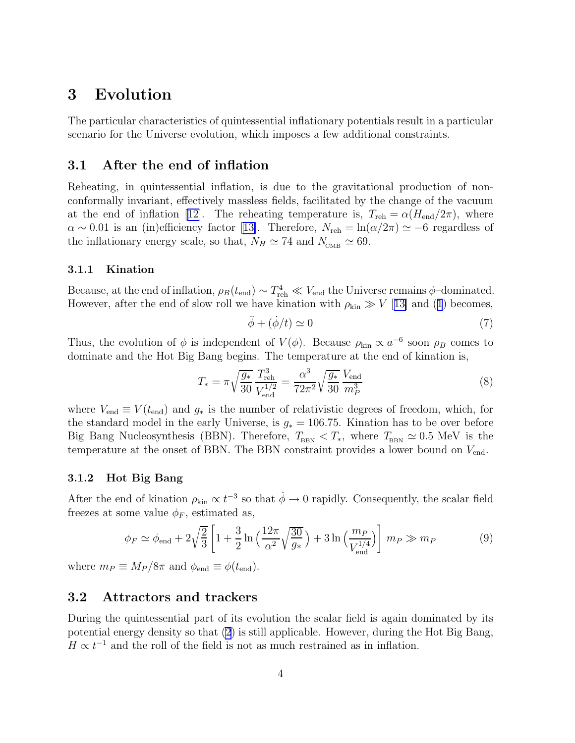# 3 Evolution

The particular characteristics of quintessential inflationary potentials result in a particular scenario for the Universe evolution, which imposes a few additional constraints.

## 3.1 After the end of inflation

Reheating, in quintessential inflation, is due to the gravitational production of non-conformally invariant, effectively massless fields, facilitated by the change of the vacuum at the end of inflation [12]. The reheating temperature is, $T_{\rm reh} = \alpha(H_{\rm end}/2\pi)$, where $\alpha \sim 0.01$ is an (in)efficiency factor [13]. Therefore, $N_{\rm reh} = \ln(\alpha/2\pi) \simeq -6$ regardless of the inflationary energy scale, so that, $N_H \simeq 74$ and $N_{\rm CMB} \simeq 69$.

### 3.1.1 Kination

Because, at the end of inflation, $\rho_B(t_{\rm end}) \sim T_{\rm reh}^4 \ll V_{\rm end}$ the Universe remains $\phi$–dominated. However, after the end of slow roll we have kination with $\rho_{\rm kin} \gg V$ [13] and (1) becomes,

$$\ddot{\phi} + (\dot{\phi}/t) \simeq 0 \tag{7}$$

Thus, the evolution of $\phi$ is independent of $V(\phi)$. Because $\rho_{\rm kin} \propto a^{-6}$ soon $\rho_B$ comes to dominate and the Hot Big Bang begins. The temperature at the end of kination is,

$$T_* = \pi\sqrt{\frac{g_*}{30}}\,\frac{T_{\rm reh}^3}{V_{\rm end}^{1/2}} = \frac{\alpha^3}{72\pi^2}\sqrt{\frac{g_*}{30}}\,\frac{V_{\rm end}}{m_P^3} \tag{8}$$

where $V_{\rm end} \equiv V(t_{\rm end})$ and $g_*$ is the number of relativistic degrees of freedom, which, for the standard model in the early Universe, is $g_* = 106.75$. Kination has to be over before Big Bang Nucleosynthesis (BBN). Therefore, $T_{\rm BBN} < T_*$, where $T_{\rm BBN} \simeq 0.5$ MeV is the temperature at the onset of BBN. The BBN constraint provides a lower bound on $V_{\rm end}$.

### 3.1.2 Hot Big Bang

After the end of kination $\rho_{\rm kin} \propto t^{-3}$ so that $\dot{\phi} \to 0$ rapidly. Consequently, the scalar field freezes at some value $\phi_F$, estimated as,

$$\phi_F \simeq \phi_{\rm end} + 2\sqrt{\frac{2}{3}}\left[1 + \frac{3}{2}\ln\Big(\frac{12\pi}{\alpha^2}\sqrt{\frac{30}{g_*}}\Big) + 3\ln\Big(\frac{m_P}{V_{\rm end}^{1/4}}\Big)\right] m_P \gg m_P \tag{9}$$

where $m_P \equiv M_P/8\pi$ and $\phi_{\rm end} \equiv \phi(t_{\rm end})$.

## 3.2 Attractors and trackers

During the quintessential part of its evolution the scalar field is again dominated by its potential energy density so that (2) is still applicable. However, during the Hot Big Bang, $H \propto t^{-1}$ and the roll of the field is not as much restrained as in inflation.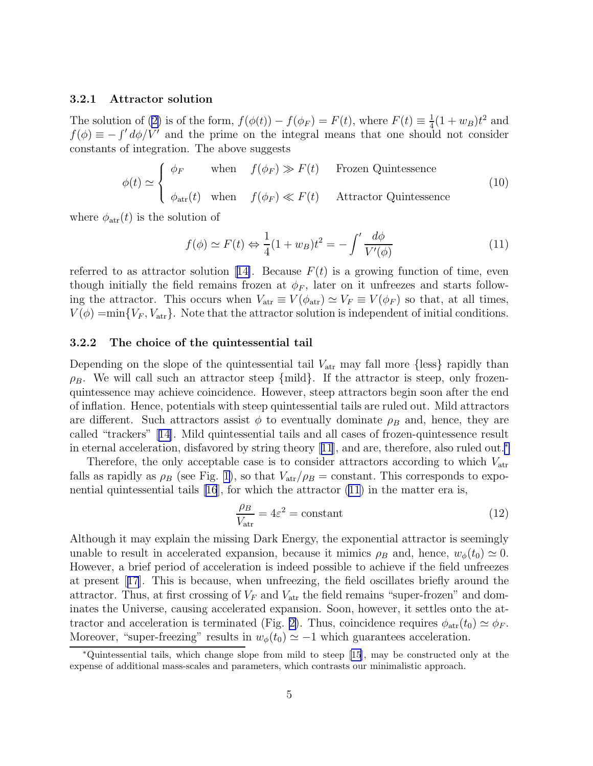#### 3.2.1 Attractor solution

The solution of (2) is of the form, $f(\phi(t)) - f(\phi_F) = F(t)$, where $F(t) \equiv \frac{1}{4}(1+w_B)t^2$ and $f(\phi) \equiv -\int' d\phi/V'$ and the prime on the integral means that one should not consider constants of integration. The above suggests

$$\phi(t) \simeq \begin{cases} \phi_F & \text{when} \quad f(\phi_F) \gg F(t) \quad \text{Frozen Quintessence} \\ \\ \phi_{\rm atr}(t) & \text{when} \quad f(\phi_F) \ll F(t) \quad \text{Attractor Quintessence} \end{cases} \tag{10}$$

where $\phi_{\rm atr}(t)$ is the solution of

$$f(\phi) \simeq F(t) \Leftrightarrow \frac{1}{4}(1+w_B)t^2 = -\int' \frac{d\phi}{V'(\phi)} \tag{11}$$

referred to as attractor solution [14]. Because $F(t)$ is a growing function of time, even though initially the field remains frozen at $\phi_F$, later on it unfreezes and starts following the attractor. This occurs when $V_{\rm atr} \equiv V(\phi_{\rm atr}) \simeq V_F \equiv V(\phi_F)$ so that, at all times, $V(\phi) = \min\{V_F, V_{\rm atr}\}$. Note that the attractor solution is independent of initial conditions.

#### 3.2.2 The choice of the quintessential tail

Depending on the slope of the quintessential tail $V_{\rm atr}$ may fall more {less} rapidly than $\rho_B$. We will call such an attractor steep {mild}. If the attractor is steep, only frozen-quintessence may achieve coincidence. However, steep attractors begin soon after the end of inflation. Hence, potentials with steep quintessential tails are ruled out. Mild attractors are different. Such attractors assist $\phi$ to eventually dominate $\rho_B$ and, hence, they are called "trackers" [14]. Mild quintessential tails and all cases of frozen-quintessence result in eternal acceleration, disfavored by string theory [11], and are, therefore, also ruled out.*

Therefore, the only acceptable case is to consider attractors according to which $V_{\rm atr}$ falls as rapidly as $\rho_B$ (see Fig. 1), so that $V_{\rm atr}/\rho_B = $ constant. This corresponds to exponential quintessential tails [16], for which the attractor (11) in the matter era is,

$$\frac{\rho_B}{V_{\rm atr}} = 4\varepsilon^2 = \text{constant} \tag{12}$$

Although it may explain the missing Dark Energy, the exponential attractor is seemingly unable to result in accelerated expansion, because it mimics $\rho_B$ and, hence, $w_\phi(t_0) \simeq 0$. However, a brief period of acceleration is indeed possible to achieve if the field unfreezes at present [17]. This is because, when unfreezing, the field oscillates briefly around the attractor. Thus, at first crossing of $V_F$ and $V_{\rm atr}$ the field remains "super-frozen" and dominates the Universe, causing accelerated expansion. Soon, however, it settles onto the attractor and acceleration is terminated (Fig. 2). Thus, coincidence requires $\phi_{\rm atr}(t_0) \simeq \phi_F$. Moreover, "super-freezing" results in $w_\phi(t_0) \simeq -1$ which guarantees acceleration.

*Quintessential tails, which change slope from mild to steep [15], may be constructed only at the expense of additional mass-scales and parameters, which contrasts our minimalistic approach.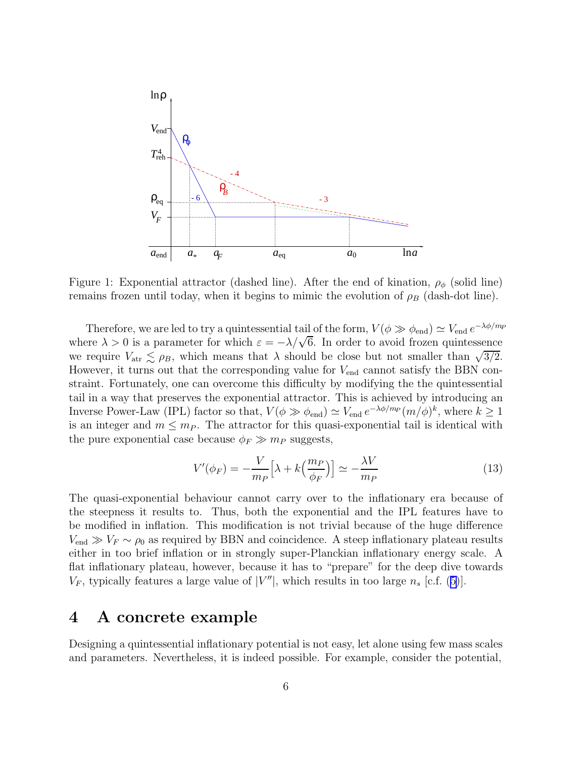Figure 1: Exponential attractor (dashed line). After the end of kination, $\rho_\phi$ (solid line) remains frozen until today, when it begins to mimic the evolution of $\rho_B$ (dash-dot line).

Therefore, we are led to try a quintessential tail of the form, $V(\phi \gg \phi_{\rm end}) \simeq V_{\rm end}\, e^{-\lambda\phi/m_P}$ where $\lambda > 0$ is a parameter for which $\varepsilon = -\lambda/\sqrt{6}$. In order to avoid frozen quintessence we require $V_{\rm atr} \lesssim \rho_B$, which means that $\lambda$ should be close but not smaller than $\sqrt{3/2}$. However, it turns out that the corresponding value for $V_{\rm end}$ cannot satisfy the BBN constraint. Fortunately, one can overcome this difficulty by modifying the the quintessential tail in a way that preserves the exponential attractor. This is achieved by introducing an Inverse Power-Law (IPL) factor so that, $V(\phi \gg \phi_{\rm end}) \simeq V_{\rm end}\, e^{-\lambda\phi/m_P}(m/\phi)^k$, where $k \geq 1$ is an integer and $m \leq m_P$. The attractor for this quasi-exponential tail is identical with the pure exponential case because $\phi_F \gg m_P$ suggests,

$$V'(\phi_F) = -\frac{V}{m_P}\Big[\lambda + k\Big(\frac{m_P}{\phi_F}\Big)\Big] \simeq -\frac{\lambda V}{m_P} \tag{13}$$

The quasi-exponential behaviour cannot carry over to the inflationary era because of the steepness it results to. Thus, both the exponential and the IPL features have to be modified in inflation. This modification is not trivial because of the huge difference $V_{\rm end} \gg V_F \sim \rho_0$ as required by BBN and coincidence. A steep inflationary plateau results either in too brief inflation or in strongly super-Planckian inflationary energy scale. A flat inflationary plateau, however, because it has to "prepare" for the deep dive towards $V_F$, typically features a large value of $|V''|$, which results in too large $n_s$ [c.f. (5)].

## 4 A concrete example

Designing a quintessential inflationary potential is not easy, let alone using few mass scales and parameters. Nevertheless, it is indeed possible. For example, consider the potential,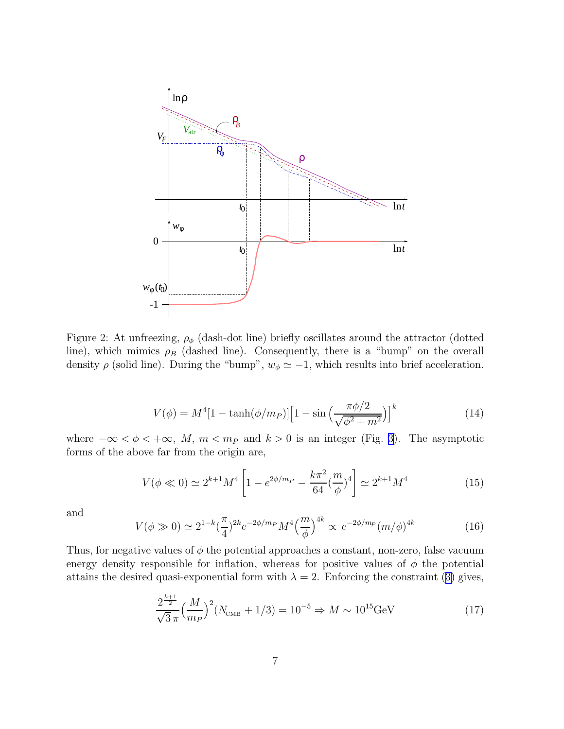Figure 2: At unfreezing, $\rho_\phi$ (dash-dot line) briefly oscillates around the attractor (dotted line), which mimics $\rho_B$ (dashed line). Consequently, there is a "bump" on the overall density $\rho$ (solid line). During the "bump", $w_\phi \simeq -1$, which results into brief acceleration.

$$V(\phi) = M^4[1 - \tanh(\phi/m_P)]\Big[1 - \sin\Big(\frac{\pi\phi/2}{\sqrt{\phi^2 + m^2}}\Big)\Big]^k \tag{14}$$

where $-\infty < \phi < +\infty$, $M$, $m < m_P$ and $k > 0$ is an integer (Fig. 3). The asymptotic forms of the above far from the origin are,

$$V(\phi \ll 0) \simeq 2^{k+1} M^4 \left[1 - e^{2\phi/m_P} - \frac{k\pi^2}{64}(\frac{m}{\phi})^4\right] \simeq 2^{k+1} M^4 \tag{15}$$

and

$$V(\phi \gg 0) \simeq 2^{1-k}(\frac{\pi}{4})^{2k} e^{-2\phi/m_P} M^4 \Big(\frac{m}{\phi}\Big)^{4k} \propto e^{-2\phi/m_P}(m/\phi)^{4k} \tag{16}$$

Thus, for negative values of $\phi$ the potential approaches a constant, non-zero, false vacuum energy density responsible for inflation, whereas for positive values of $\phi$ the potential attains the desired quasi-exponential form with $\lambda = 2$. Enforcing the constraint (3) gives,

$$\frac{2^{\frac{k+1}{2}}}{\sqrt{3}\,\pi}\Big(\frac{M}{m_P}\Big)^2 (N_{\rm CMB} + 1/3) = 10^{-5} \Rightarrow M \sim 10^{15}\text{GeV} \tag{17}$$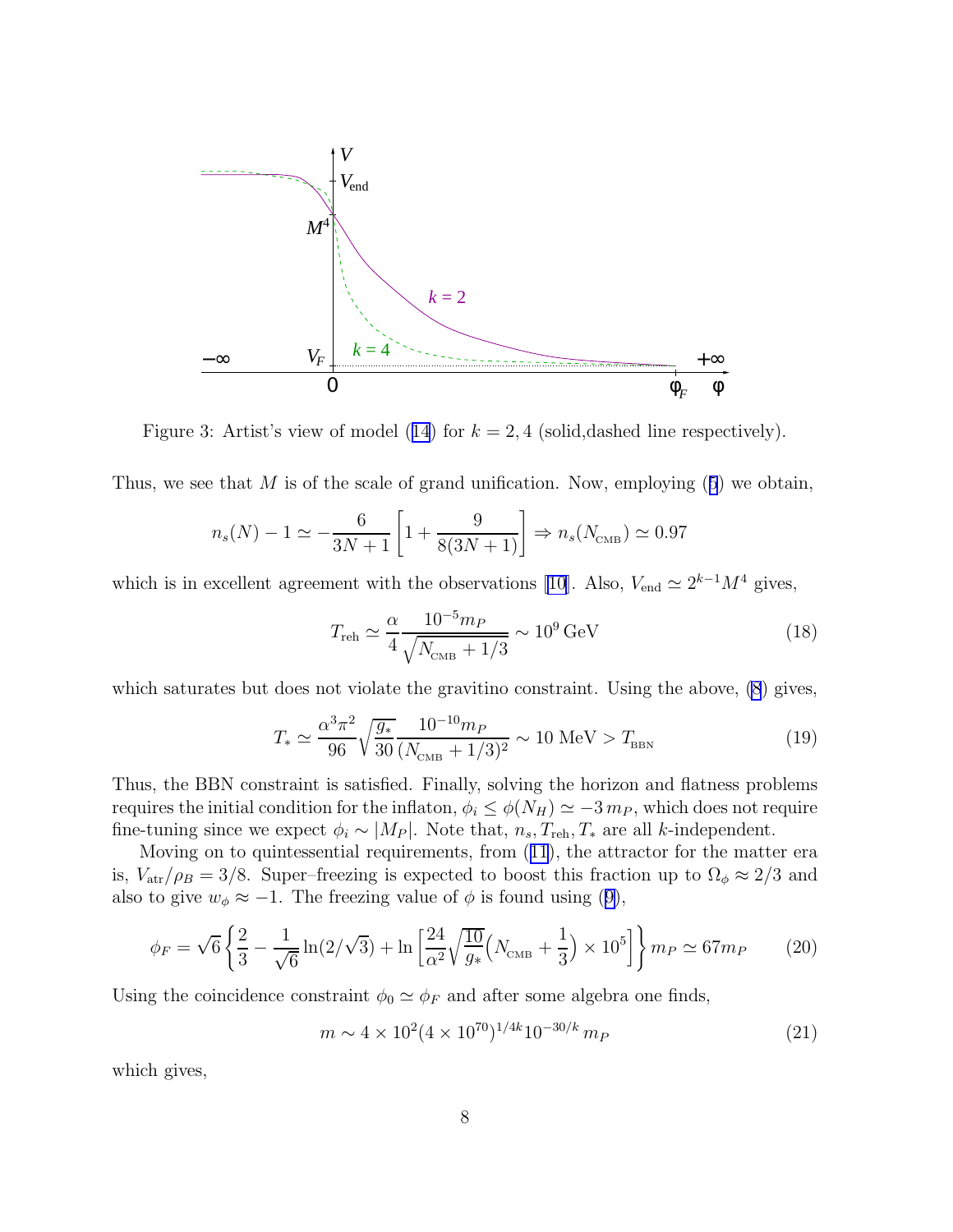Figure 3: Artist's view of model (14) for $k = 2, 4$ (solid,dashed line respectively).

Thus, we see that $M$ is of the scale of grand unification. Now, employing (5) we obtain,

$$n_s(N) - 1 \simeq -\frac{6}{3N+1}\left[1 + \frac{9}{8(3N+1)}\right] \Rightarrow n_s(N_{\rm CMB}) \simeq 0.97$$

which is in excellent agreement with the observations [10]. Also, $V_{\rm end} \simeq 2^{k-1}M^4$ gives,

$$T_{\rm reh} \simeq \frac{\alpha}{4}\frac{10^{-5}m_P}{\sqrt{N_{\rm CMB}+1/3}} \sim 10^9\,{\rm GeV} \tag{18}$$

which saturates but does not violate the gravitino constraint. Using the above, (8) gives,

$$T_* \simeq \frac{\alpha^3\pi^2}{96}\sqrt{\frac{g_*}{30}}\frac{10^{-10}m_P}{(N_{\rm CMB}+1/3)^2} \sim 10\ {\rm MeV} > T_{\rm BBN} \tag{19}$$

Thus, the BBN constraint is satisfied. Finally, solving the horizon and flatness problems requires the initial condition for the inflaton, $\phi_i \leq \phi(N_H) \simeq -3\,m_P$, which does not require fine-tuning since we expect $\phi_i \sim |M_P|$. Note that, $n_s, T_{\rm reh}, T_*$ are all $k$-independent.

Moving on to quintessential requirements, from (11), the attractor for the matter era is, $V_{\rm atr}/\rho_B = 3/8$. Super–freezing is expected to boost this fraction up to $\Omega_\phi \approx 2/3$ and also to give $w_\phi \approx -1$. The freezing value of $\phi$ is found using (9),

$$\phi_F = \sqrt{6}\left\{\frac{2}{3} - \frac{1}{\sqrt{6}}\ln(2/\sqrt{3}) + \ln\left[\frac{24}{\alpha^2}\sqrt{\frac{10}{g_*}}\Big(N_{\rm CMB}+\frac{1}{3}\Big)\times 10^5\right]\right\}m_P \simeq 67m_P \tag{20}$$

Using the coincidence constraint $\phi_0 \simeq \phi_F$ and after some algebra one finds,

$$m \sim 4\times 10^2(4\times 10^{70})^{1/4k}10^{-30/k}\,m_P \tag{21}$$

which gives,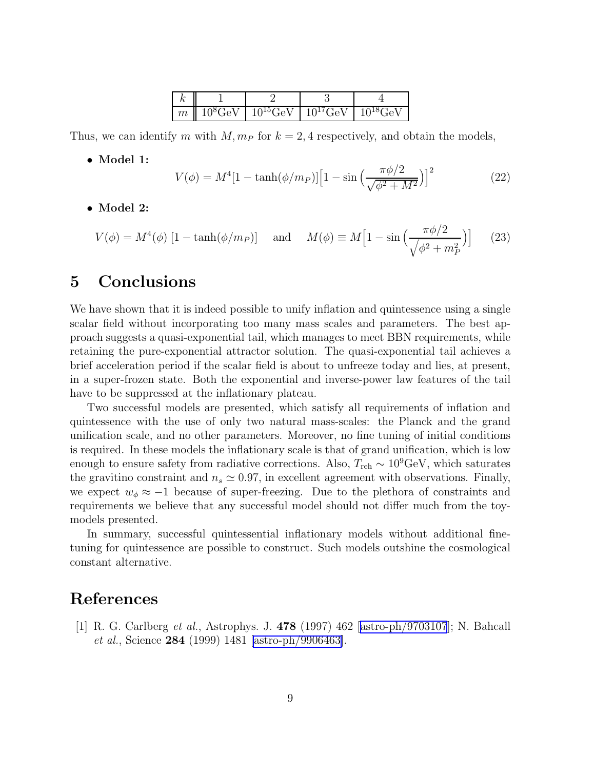| $k$ | 1 | 2 | 3 | 4 |
|---|---|---|---|---|
| $m$ | $10^8$GeV | $10^{15}$GeV | $10^{17}$GeV | $10^{18}$GeV |

Thus, we can identify $m$ with $M, m_P$ for $k = 2, 4$ respectively, and obtain the models,

- **Model 1:**

$$V(\phi) = M^4[1 - \tanh(\phi/m_P)]\Big[1 - \sin\Big(\frac{\pi\phi/2}{\sqrt{\phi^2 + M^2}}\Big)\Big]^2 \tag{22}$$

- **Model 2:**

$$V(\phi) = M^4(\phi)\,[1 - \tanh(\phi/m_P)] \quad \text{and} \quad M(\phi) \equiv M\Big[1 - \sin\Big(\frac{\pi\phi/2}{\sqrt{\phi^2 + m_P^2}}\Big)\Big] \tag{23}$$

# 5 Conclusions

We have shown that it is indeed possible to unify inflation and quintessence using a single scalar field without incorporating too many mass scales and parameters. The best approach suggests a quasi-exponential tail, which manages to meet BBN requirements, while retaining the pure-exponential attractor solution. The quasi-exponential tail achieves a brief acceleration period if the scalar field is about to unfreeze today and lies, at present, in a super-frozen state. Both the exponential and inverse-power law features of the tail have to be suppressed at the inflationary plateau.

Two successful models are presented, which satisfy all requirements of inflation and quintessence with the use of only two natural mass-scales: the Planck and the grand unification scale, and no other parameters. Moreover, no fine tuning of initial conditions is required. In these models the inflationary scale is that of grand unification, which is low enough to ensure safety from radiative corrections. Also, $T_{\rm reh} \sim 10^9$GeV, which saturates the gravitino constraint and $n_s \simeq 0.97$, in excellent agreement with observations. Finally, we expect $w_\phi \approx -1$ because of super-freezing. Due to the plethora of constraints and requirements we believe that any successful model should not differ much from the toy-models presented.

In summary, successful quintessential inflationary models without additional fine-tuning for quintessence are possible to construct. Such models outshine the cosmological constant alternative.

# References

[1] R. G. Carlberg *et al.*, Astrophys. J. **478** (1997) 462 [astro-ph/9703107]; N. Bahcall *et al.*, Science **284** (1999) 1481 [astro-ph/9906463].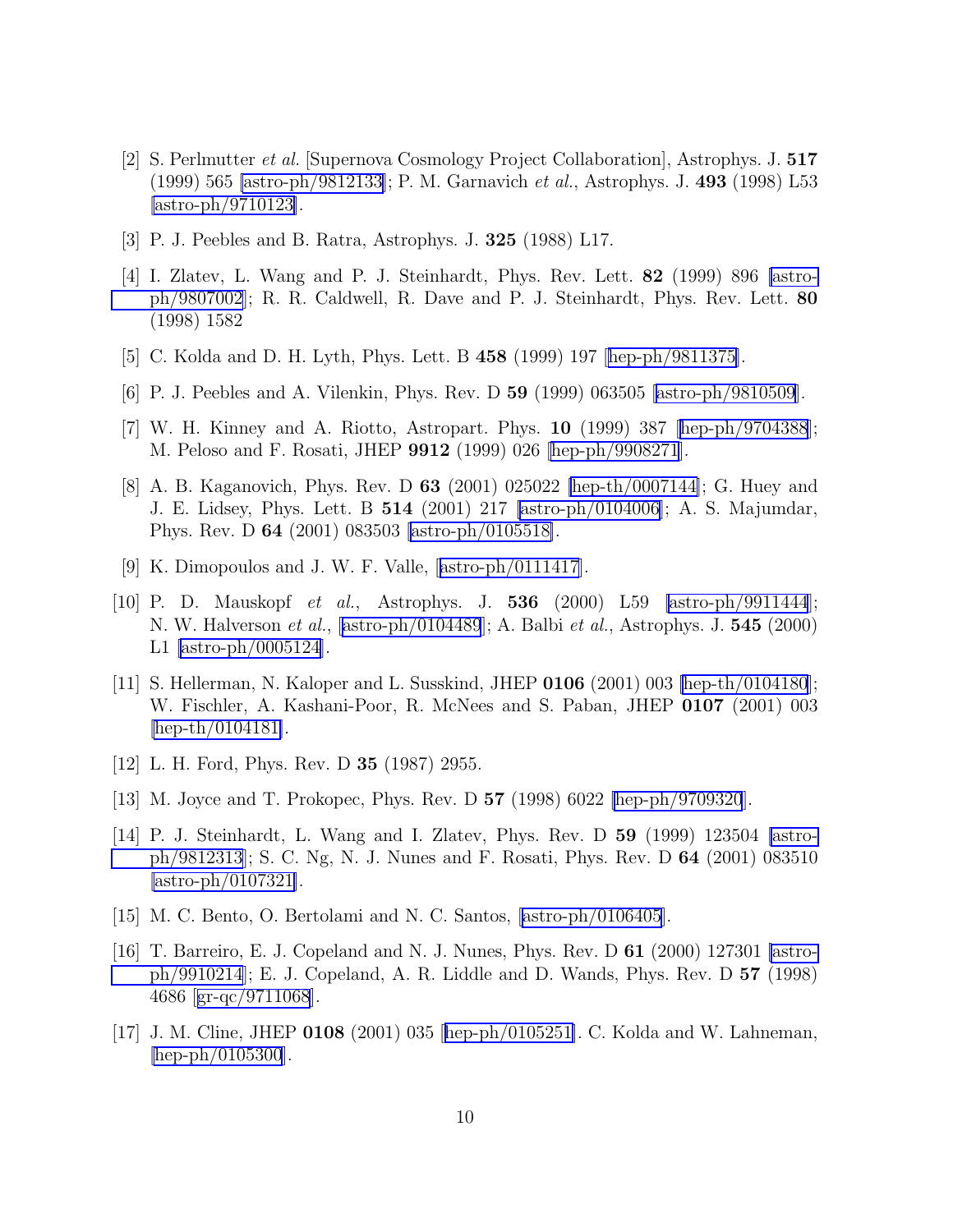[2] S. Perlmutter *et al.* [Supernova Cosmology Project Collaboration], Astrophys. J. **517** (1999) 565 [astro-ph/9812133]; P. M. Garnavich *et al.*, Astrophys. J. **493** (1998) L53 [astro-ph/9710123].

[3] P. J. Peebles and B. Ratra, Astrophys. J. **325** (1988) L17.

[4] I. Zlatev, L. Wang and P. J. Steinhardt, Phys. Rev. Lett. **82** (1999) 896 [astro-ph/9807002]; R. R. Caldwell, R. Dave and P. J. Steinhardt, Phys. Rev. Lett. **80** (1998) 1582

[5] C. Kolda and D. H. Lyth, Phys. Lett. B **458** (1999) 197 [hep-ph/9811375].

[6] P. J. Peebles and A. Vilenkin, Phys. Rev. D **59** (1999) 063505 [astro-ph/9810509].

[7] W. H. Kinney and A. Riotto, Astropart. Phys. **10** (1999) 387 [hep-ph/9704388]; M. Peloso and F. Rosati, JHEP **9912** (1999) 026 [hep-ph/9908271].

[8] A. B. Kaganovich, Phys. Rev. D **63** (2001) 025022 [hep-th/0007144]; G. Huey and J. E. Lidsey, Phys. Lett. B **514** (2001) 217 [astro-ph/0104006]; A. S. Majumdar, Phys. Rev. D **64** (2001) 083503 [astro-ph/0105518].

[9] K. Dimopoulos and J. W. F. Valle, [astro-ph/0111417].

[10] P. D. Mauskopf *et al.*, Astrophys. J. **536** (2000) L59 [astro-ph/9911444]; N. W. Halverson *et al.*, [astro-ph/0104489]; A. Balbi *et al.*, Astrophys. J. **545** (2000) L1 [astro-ph/0005124].

[11] S. Hellerman, N. Kaloper and L. Susskind, JHEP **0106** (2001) 003 [hep-th/0104180]; W. Fischler, A. Kashani-Poor, R. McNees and S. Paban, JHEP **0107** (2001) 003 [hep-th/0104181].

[12] L. H. Ford, Phys. Rev. D **35** (1987) 2955.

[13] M. Joyce and T. Prokopec, Phys. Rev. D **57** (1998) 6022 [hep-ph/9709320].

[14] P. J. Steinhardt, L. Wang and I. Zlatev, Phys. Rev. D **59** (1999) 123504 [astro-ph/9812313]; S. C. Ng, N. J. Nunes and F. Rosati, Phys. Rev. D **64** (2001) 083510 [astro-ph/0107321].

[15] M. C. Bento, O. Bertolami and N. C. Santos, [astro-ph/0106405].

[16] T. Barreiro, E. J. Copeland and N. J. Nunes, Phys. Rev. D **61** (2000) 127301 [astro-ph/9910214]; E. J. Copeland, A. R. Liddle and D. Wands, Phys. Rev. D **57** (1998) 4686 [gr-qc/9711068].

[17] J. M. Cline, JHEP **0108** (2001) 035 [hep-ph/0105251]. C. Kolda and W. Lahneman, [hep-ph/0105300].